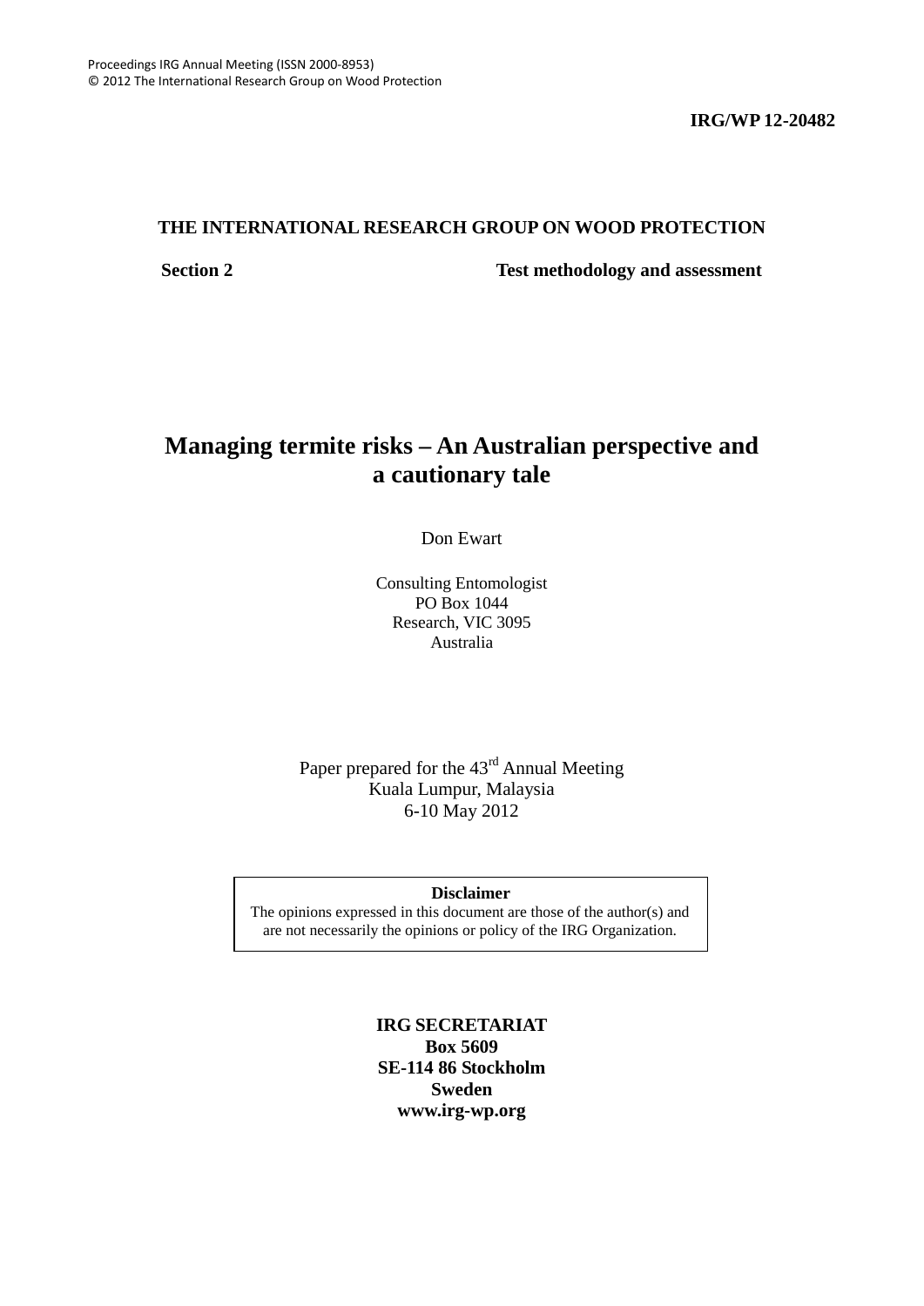Proceedings IRG Annual Meeting (ISSN 2000-8953)
© 2012 The International Research Group on Wood Protection

**IRG/WP 12-20482**

**THE INTERNATIONAL RESEARCH GROUP ON WOOD PROTECTION**

**Section 2** **Test methodology and assessment**

# Managing termite risks – An Australian perspective and a cautionary tale

Don Ewart

Consulting Entomologist
PO Box 1044
Research, VIC 3095
Australia

Paper prepared for the 43rd Annual Meeting
Kuala Lumpur, Malaysia
6-10 May 2012

**Disclaimer**
The opinions expressed in this document are those of the author(s) and are not necessarily the opinions or policy of the IRG Organization.

**IRG SECRETARIAT**
**Box 5609**
**SE-114 86 Stockholm**
**Sweden**
**www.irg-wp.org**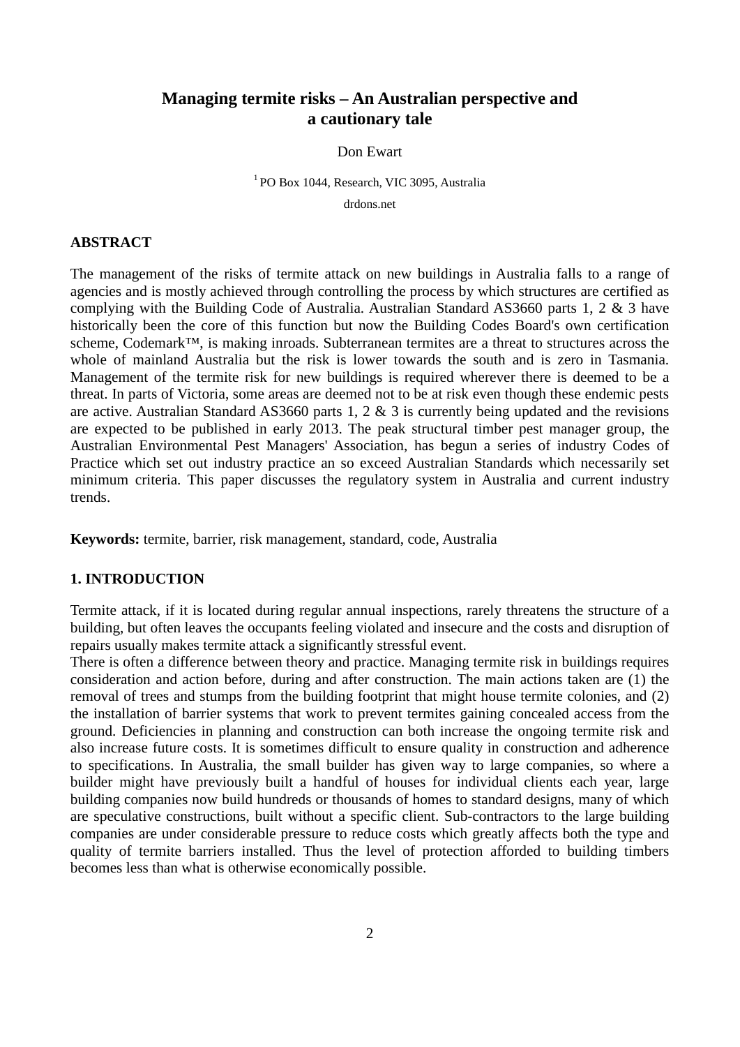# Managing termite risks – An Australian perspective and a cautionary tale

Don Ewart

[1] PO Box 1044, Research, VIC 3095, Australia

drdons.net

## ABSTRACT

The management of the risks of termite attack on new buildings in Australia falls to a range of agencies and is mostly achieved through controlling the process by which structures are certified as complying with the Building Code of Australia. Australian Standard AS3660 parts 1, 2 & 3 have historically been the core of this function but now the Building Codes Board's own certification scheme, Codemark™, is making inroads. Subterranean termites are a threat to structures across the whole of mainland Australia but the risk is lower towards the south and is zero in Tasmania. Management of the termite risk for new buildings is required wherever there is deemed to be a threat. In parts of Victoria, some areas are deemed not to be at risk even though these endemic pests are active. Australian Standard AS3660 parts 1, 2 & 3 is currently being updated and the revisions are expected to be published in early 2013. The peak structural timber pest manager group, the Australian Environmental Pest Managers' Association, has begun a series of industry Codes of Practice which set out industry practice an so exceed Australian Standards which necessarily set minimum criteria. This paper discusses the regulatory system in Australia and current industry trends.

**Keywords:** termite, barrier, risk management, standard, code, Australia

## 1. INTRODUCTION

Termite attack, if it is located during regular annual inspections, rarely threatens the structure of a building, but often leaves the occupants feeling violated and insecure and the costs and disruption of repairs usually makes termite attack a significantly stressful event.

There is often a difference between theory and practice. Managing termite risk in buildings requires consideration and action before, during and after construction. The main actions taken are (1) the removal of trees and stumps from the building footprint that might house termite colonies, and (2) the installation of barrier systems that work to prevent termites gaining concealed access from the ground. Deficiencies in planning and construction can both increase the ongoing termite risk and also increase future costs. It is sometimes difficult to ensure quality in construction and adherence to specifications. In Australia, the small builder has given way to large companies, so where a builder might have previously built a handful of houses for individual clients each year, large building companies now build hundreds or thousands of homes to standard designs, many of which are speculative constructions, built without a specific client. Sub-contractors to the large building companies are under considerable pressure to reduce costs which greatly affects both the type and quality of termite barriers installed. Thus the level of protection afforded to building timbers becomes less than what is otherwise economically possible.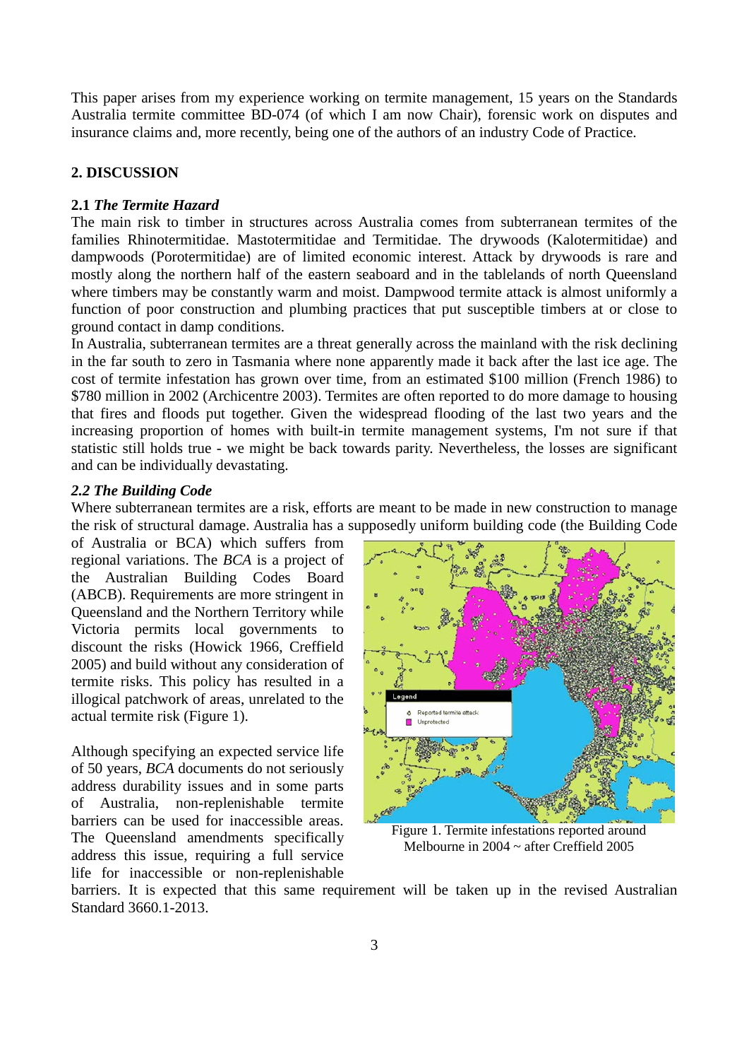This paper arises from my experience working on termite management, 15 years on the Standards Australia termite committee BD-074 (of which I am now Chair), forensic work on disputes and insurance claims and, more recently, being one of the authors of an industry Code of Practice.

## 2. DISCUSSION

### 2.1 *The Termite Hazard*

The main risk to timber in structures across Australia comes from subterranean termites of the families Rhinotermitidae. Mastotermitidae and Termitidae. The drywoods (Kalotermitidae) and dampwoods (Porotermitidae) are of limited economic interest. Attack by drywoods is rare and mostly along the northern half of the eastern seaboard and in the tablelands of north Queensland where timbers may be constantly warm and moist. Dampwood termite attack is almost uniformly a function of poor construction and plumbing practices that put susceptible timbers at or close to ground contact in damp conditions.

In Australia, subterranean termites are a threat generally across the mainland with the risk declining in the far south to zero in Tasmania where none apparently made it back after the last ice age. The cost of termite infestation has grown over time, from an estimated $100 million (French 1986) to $780 million in 2002 (Archicentre 2003). Termites are often reported to do more damage to housing that fires and floods put together. Given the widespread flooding of the last two years and the increasing proportion of homes with built-in termite management systems, I'm not sure if that statistic still holds true - we might be back towards parity. Nevertheless, the losses are significant and can be individually devastating.

### *2.2 The Building Code*

Where subterranean termites are a risk, efforts are meant to be made in new construction to manage the risk of structural damage. Australia has a supposedly uniform building code (the Building Code of Australia or BCA) which suffers from regional variations. The *BCA* is a project of the Australian Building Codes Board (ABCB). Requirements are more stringent in Queensland and the Northern Territory while Victoria permits local governments to discount the risks (Howick 1966, Creffield 2005) and build without any consideration of termite risks. This policy has resulted in a illogical patchwork of areas, unrelated to the actual termite risk (Figure 1).

Figure 1. Termite infestations reported around Melbourne in 2004 ~ after Creffield 2005

Although specifying an expected service life of 50 years, *BCA* documents do not seriously address durability issues and in some parts of Australia, non-replenishable termite barriers can be used for inaccessible areas. The Queensland amendments specifically address this issue, requiring a full service life for inaccessible or non-replenishable barriers. It is expected that this same requirement will be taken up in the revised Australian Standard 3660.1-2013.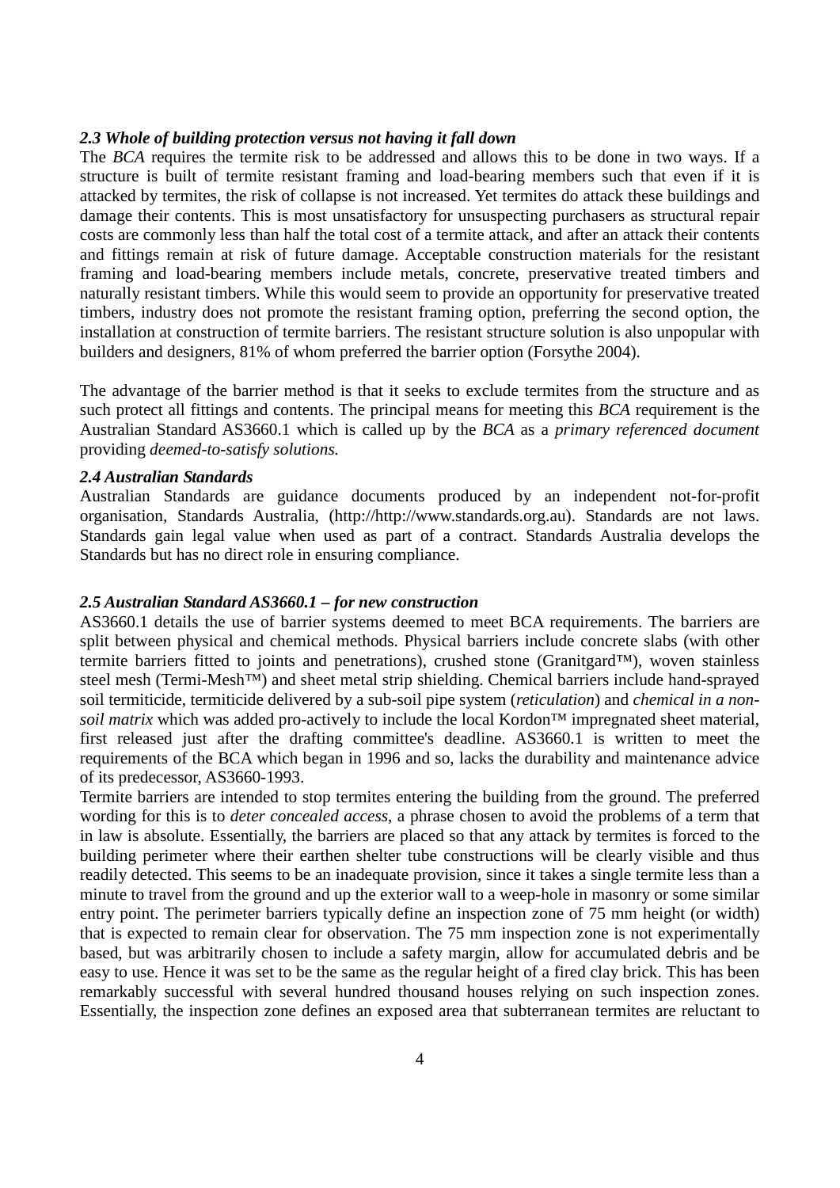### *2.3 Whole of building protection versus not having it fall down*

The *BCA* requires the termite risk to be addressed and allows this to be done in two ways. If a structure is built of termite resistant framing and load-bearing members such that even if it is attacked by termites, the risk of collapse is not increased. Yet termites do attack these buildings and damage their contents. This is most unsatisfactory for unsuspecting purchasers as structural repair costs are commonly less than half the total cost of a termite attack, and after an attack their contents and fittings remain at risk of future damage. Acceptable construction materials for the resistant framing and load-bearing members include metals, concrete, preservative treated timbers and naturally resistant timbers. While this would seem to provide an opportunity for preservative treated timbers, industry does not promote the resistant framing option, preferring the second option, the installation at construction of termite barriers. The resistant structure solution is also unpopular with builders and designers, 81% of whom preferred the barrier option (Forsythe 2004).

The advantage of the barrier method is that it seeks to exclude termites from the structure and as such protect all fittings and contents. The principal means for meeting this *BCA* requirement is the Australian Standard AS3660.1 which is called up by the *BCA* as a *primary referenced document* providing *deemed-to-satisfy solutions.*

### *2.4 Australian Standards*

Australian Standards are guidance documents produced by an independent not-for-profit organisation, Standards Australia, (http://http://www.standards.org.au). Standards are not laws. Standards gain legal value when used as part of a contract. Standards Australia develops the Standards but has no direct role in ensuring compliance.

### *2.5 Australian Standard AS3660.1 – for new construction*

AS3660.1 details the use of barrier systems deemed to meet BCA requirements. The barriers are split between physical and chemical methods. Physical barriers include concrete slabs (with other termite barriers fitted to joints and penetrations), crushed stone (Granitgard™), woven stainless steel mesh (Termi-Mesh™) and sheet metal strip shielding. Chemical barriers include hand-sprayed soil termiticide, termiticide delivered by a sub-soil pipe system (*reticulation*) and *chemical in a non-soil matrix* which was added pro-actively to include the local Kordon™ impregnated sheet material, first released just after the drafting committee's deadline. AS3660.1 is written to meet the requirements of the BCA which began in 1996 and so, lacks the durability and maintenance advice of its predecessor, AS3660-1993.

Termite barriers are intended to stop termites entering the building from the ground. The preferred wording for this is to *deter concealed access*, a phrase chosen to avoid the problems of a term that in law is absolute. Essentially, the barriers are placed so that any attack by termites is forced to the building perimeter where their earthen shelter tube constructions will be clearly visible and thus readily detected. This seems to be an inadequate provision, since it takes a single termite less than a minute to travel from the ground and up the exterior wall to a weep-hole in masonry or some similar entry point. The perimeter barriers typically define an inspection zone of 75 mm height (or width) that is expected to remain clear for observation. The 75 mm inspection zone is not experimentally based, but was arbitrarily chosen to include a safety margin, allow for accumulated debris and be easy to use. Hence it was set to be the same as the regular height of a fired clay brick. This has been remarkably successful with several hundred thousand houses relying on such inspection zones. Essentially, the inspection zone defines an exposed area that subterranean termites are reluctant to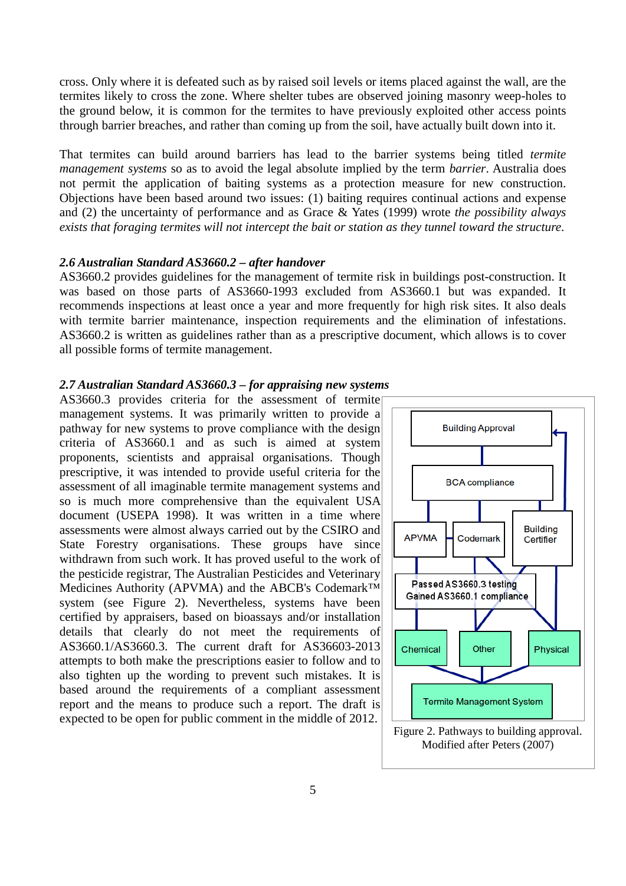cross. Only where it is defeated such as by raised soil levels or items placed against the wall, are the termites likely to cross the zone. Where shelter tubes are observed joining masonry weep-holes to the ground below, it is common for the termites to have previously exploited other access points through barrier breaches, and rather than coming up from the soil, have actually built down into it.

That termites can build around barriers has lead to the barrier systems being titled *termite management systems* so as to avoid the legal absolute implied by the term *barrier*. Australia does not permit the application of baiting systems as a protection measure for new construction. Objections have been based around two issues: (1) baiting requires continual actions and expense and (2) the uncertainty of performance and as Grace & Yates (1999) wrote *the possibility always exists that foraging termites will not intercept the bait or station as they tunnel toward the structure.*

### *2.6 Australian Standard AS3660.2 – after handover*

AS3660.2 provides guidelines for the management of termite risk in buildings post-construction. It was based on those parts of AS3660-1993 excluded from AS3660.1 but was expanded. It recommends inspections at least once a year and more frequently for high risk sites. It also deals with termite barrier maintenance, inspection requirements and the elimination of infestations. AS3660.2 is written as guidelines rather than as a prescriptive document, which allows is to cover all possible forms of termite management.

### *2.7 Australian Standard AS3660.3 – for appraising new systems*

AS3660.3 provides criteria for the assessment of termite management systems. It was primarily written to provide a pathway for new systems to prove compliance with the design criteria of AS3660.1 and as such is aimed at system proponents, scientists and appraisal organisations. Though prescriptive, it was intended to provide useful criteria for the assessment of all imaginable termite management systems and so is much more comprehensive than the equivalent USA document (USEPA 1998). It was written in a time where assessments were almost always carried out by the CSIRO and State Forestry organisations. These groups have since withdrawn from such work. It has proved useful to the work of the pesticide registrar, The Australian Pesticides and Veterinary Medicines Authority (APVMA) and the ABCB's Codemark™ system (see Figure 2). Nevertheless, systems have been certified by appraisers, based on bioassays and/or installation details that clearly do not meet the requirements of AS3660.1/AS3660.3. The current draft for AS36603-2013 attempts to both make the prescriptions easier to follow and to also tighten up the wording to prevent such mistakes. It is based around the requirements of a compliant assessment report and the means to produce such a report. The draft is expected to be open for public comment in the middle of 2012.

Building Approval

BCA compliance

APVMA | Codemark | Building Certifier

Passed AS3660.3 testing
Gained AS3660.1 compliance

Chemical | Other | Physical

Termite Management System

Figure 2. Pathways to building approval. Modified after Peters (2007)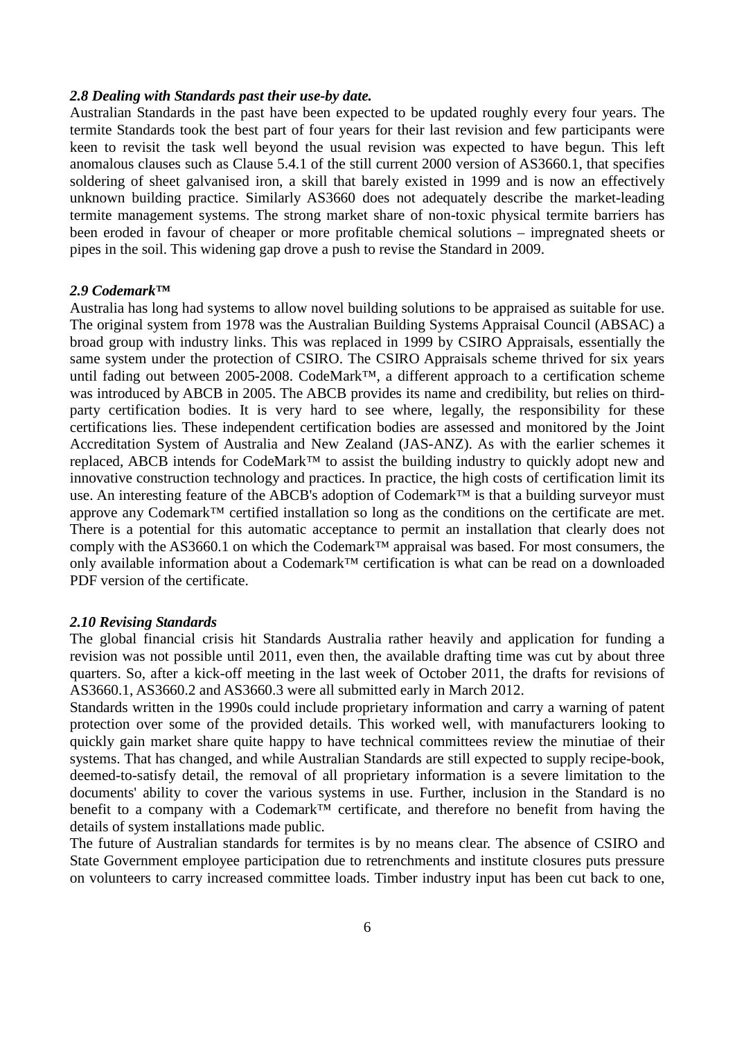### *2.8 Dealing with Standards past their use-by date.*

Australian Standards in the past have been expected to be updated roughly every four years. The termite Standards took the best part of four years for their last revision and few participants were keen to revisit the task well beyond the usual revision was expected to have begun. This left anomalous clauses such as Clause 5.4.1 of the still current 2000 version of AS3660.1, that specifies soldering of sheet galvanised iron, a skill that barely existed in 1999 and is now an effectively unknown building practice. Similarly AS3660 does not adequately describe the market-leading termite management systems. The strong market share of non-toxic physical termite barriers has been eroded in favour of cheaper or more profitable chemical solutions – impregnated sheets or pipes in the soil. This widening gap drove a push to revise the Standard in 2009.

### *2.9 Codemark™*

Australia has long had systems to allow novel building solutions to be appraised as suitable for use. The original system from 1978 was the Australian Building Systems Appraisal Council (ABSAC) a broad group with industry links. This was replaced in 1999 by CSIRO Appraisals, essentially the same system under the protection of CSIRO. The CSIRO Appraisals scheme thrived for six years until fading out between 2005-2008. CodeMark™, a different approach to a certification scheme was introduced by ABCB in 2005. The ABCB provides its name and credibility, but relies on third-party certification bodies. It is very hard to see where, legally, the responsibility for these certifications lies. These independent certification bodies are assessed and monitored by the Joint Accreditation System of Australia and New Zealand (JAS-ANZ). As with the earlier schemes it replaced, ABCB intends for CodeMark™ to assist the building industry to quickly adopt new and innovative construction technology and practices. In practice, the high costs of certification limit its use. An interesting feature of the ABCB's adoption of Codemark™ is that a building surveyor must approve any Codemark™ certified installation so long as the conditions on the certificate are met. There is a potential for this automatic acceptance to permit an installation that clearly does not comply with the AS3660.1 on which the Codemark™ appraisal was based. For most consumers, the only available information about a Codemark™ certification is what can be read on a downloaded PDF version of the certificate.

### *2.10 Revising Standards*

The global financial crisis hit Standards Australia rather heavily and application for funding a revision was not possible until 2011, even then, the available drafting time was cut by about three quarters. So, after a kick-off meeting in the last week of October 2011, the drafts for revisions of AS3660.1, AS3660.2 and AS3660.3 were all submitted early in March 2012.

Standards written in the 1990s could include proprietary information and carry a warning of patent protection over some of the provided details. This worked well, with manufacturers looking to quickly gain market share quite happy to have technical committees review the minutiae of their systems. That has changed, and while Australian Standards are still expected to supply recipe-book, deemed-to-satisfy detail, the removal of all proprietary information is a severe limitation to the documents' ability to cover the various systems in use. Further, inclusion in the Standard is no benefit to a company with a Codemark™ certificate, and therefore no benefit from having the details of system installations made public.

The future of Australian standards for termites is by no means clear. The absence of CSIRO and State Government employee participation due to retrenchments and institute closures puts pressure on volunteers to carry increased committee loads. Timber industry input has been cut back to one,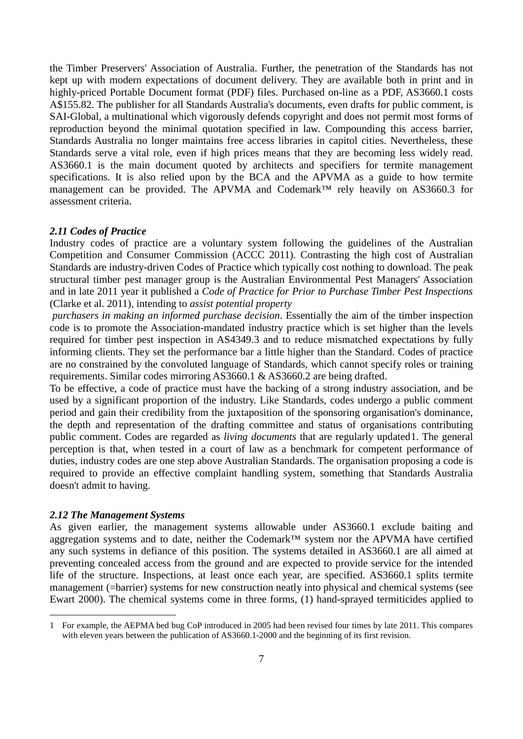the Timber Preservers' Association of Australia. Further, the penetration of the Standards has not kept up with modern expectations of document delivery. They are available both in print and in highly-priced Portable Document format (PDF) files. Purchased on-line as a PDF, AS3660.1 costs A$155.82. The publisher for all Standards Australia's documents, even drafts for public comment, is SAI-Global, a multinational which vigorously defends copyright and does not permit most forms of reproduction beyond the minimal quotation specified in law. Compounding this access barrier, Standards Australia no longer maintains free access libraries in capitol cities. Nevertheless, these Standards serve a vital role, even if high prices means that they are becoming less widely read. AS3660.1 is the main document quoted by architects and specifiers for termite management specifications. It is also relied upon by the BCA and the APVMA as a guide to how termite management can be provided. The APVMA and Codemark™ rely heavily on AS3660.3 for assessment criteria.

### *2.11 Codes of Practice*

Industry codes of practice are a voluntary system following the guidelines of the Australian Competition and Consumer Commission (ACCC 2011). Contrasting the high cost of Australian Standards are industry-driven Codes of Practice which typically cost nothing to download. The peak structural timber pest manager group is the Australian Environmental Pest Managers' Association and in late 2011 year it published a *Code of Practice for Prior to Purchase Timber Pest Inspections* (Clarke et al. 2011), intending to *assist potential property purchasers in making an informed purchase decision*. Essentially the aim of the timber inspection code is to promote the Association-mandated industry practice which is set higher than the levels required for timber pest inspection in AS4349.3 and to reduce mismatched expectations by fully informing clients. They set the performance bar a little higher than the Standard. Codes of practice are no constrained by the convoluted language of Standards, which cannot specify roles or training requirements. Similar codes mirroring AS3660.1 & AS3660.2 are being drafted.

To be effective, a code of practice must have the backing of a strong industry association, and be used by a significant proportion of the industry. Like Standards, codes undergo a public comment period and gain their credibility from the juxtaposition of the sponsoring organisation's dominance, the depth and representation of the drafting committee and status of organisations contributing public comment. Codes are regarded as *living documents* that are regularly updated[1]. The general perception is that, when tested in a court of law as a benchmark for competent performance of duties, industry codes are one step above Australian Standards. The organisation proposing a code is required to provide an effective complaint handling system, something that Standards Australia doesn't admit to having.

### *2.12 The Management Systems*

As given earlier, the management systems allowable under AS3660.1 exclude baiting and aggregation systems and to date, neither the Codemark™ system nor the APVMA have certified any such systems in defiance of this position. The systems detailed in AS3660.1 are all aimed at preventing concealed access from the ground and are expected to provide service for the intended life of the structure. Inspections, at least once each year, are specified. AS3660.1 splits termite management (=barrier) systems for new construction neatly into physical and chemical systems (see Ewart 2000). The chemical systems come in three forms, (1) hand-sprayed termiticides applied to

---

1 For example, the AEPMA bed bug CoP introduced in 2005 had been revised four times by late 2011. This compares with eleven years between the publication of AS3660.1-2000 and the beginning of its first revision.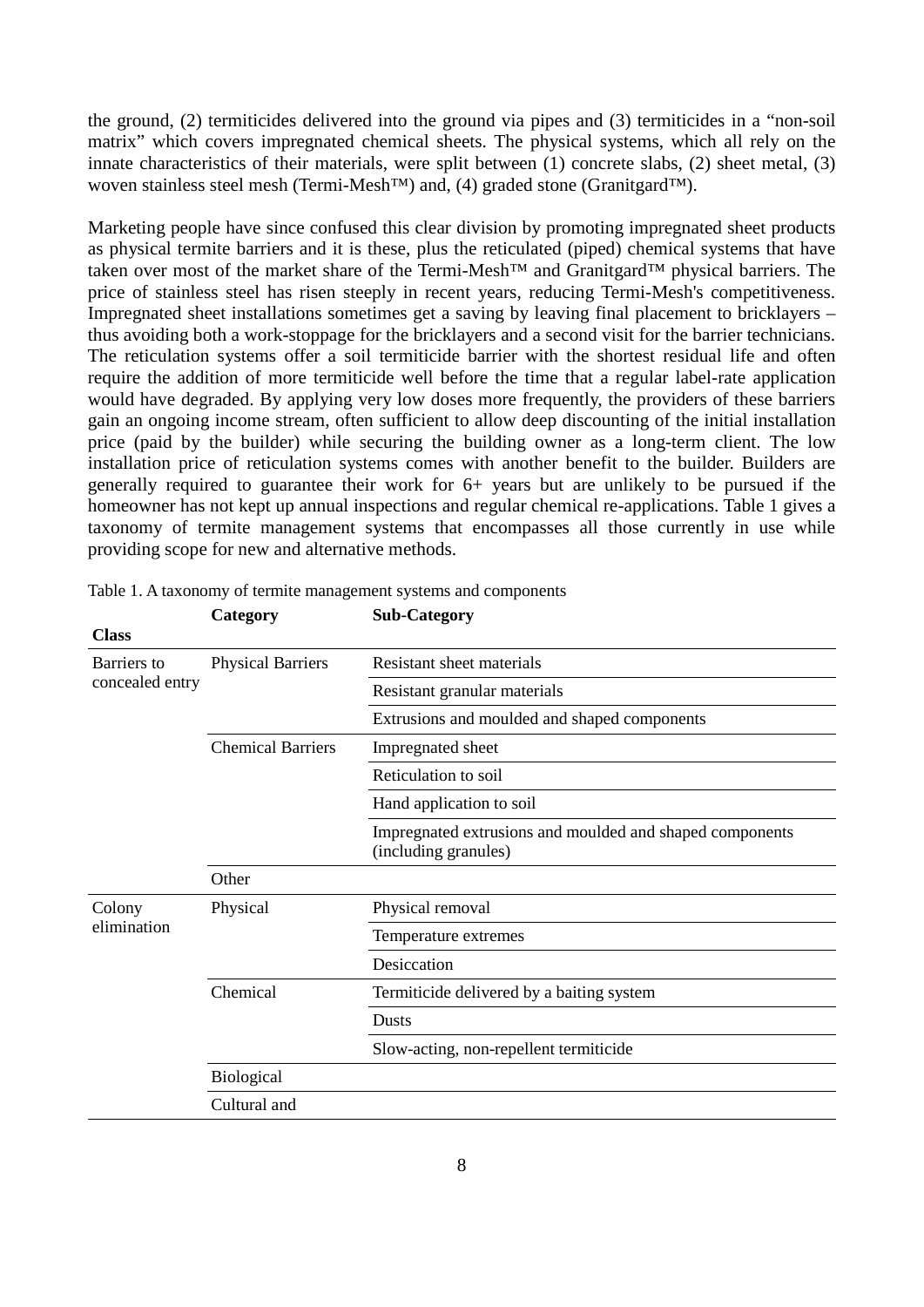the ground, (2) termiticides delivered into the ground via pipes and (3) termiticides in a "non-soil matrix" which covers impregnated chemical sheets. The physical systems, which all rely on the innate characteristics of their materials, were split between (1) concrete slabs, (2) sheet metal, (3) woven stainless steel mesh (Termi-Mesh™) and, (4) graded stone (Granitgard™).

Marketing people have since confused this clear division by promoting impregnated sheet products as physical termite barriers and it is these, plus the reticulated (piped) chemical systems that have taken over most of the market share of the Termi-Mesh™ and Granitgard™ physical barriers. The price of stainless steel has risen steeply in recent years, reducing Termi-Mesh's competitiveness. Impregnated sheet installations sometimes get a saving by leaving final placement to bricklayers – thus avoiding both a work-stoppage for the bricklayers and a second visit for the barrier technicians. The reticulation systems offer a soil termiticide barrier with the shortest residual life and often require the addition of more termiticide well before the time that a regular label-rate application would have degraded. By applying very low doses more frequently, the providers of these barriers gain an ongoing income stream, often sufficient to allow deep discounting of the initial installation price (paid by the builder) while securing the building owner as a long-term client. The low installation price of reticulation systems comes with another benefit to the builder. Builders are generally required to guarantee their work for 6+ years but are unlikely to be pursued if the homeowner has not kept up annual inspections and regular chemical re-applications. Table 1 gives a taxonomy of termite management systems that encompasses all those currently in use while providing scope for new and alternative methods.

Table 1. A taxonomy of termite management systems and components

| Class | Category | Sub-Category |
|---|---|---|
| Barriers to concealed entry | Physical Barriers | Resistant sheet materials |
| | | Resistant granular materials |
| | | Extrusions and moulded and shaped components |
| | Chemical Barriers | Impregnated sheet |
| | | Reticulation to soil |
| | | Hand application to soil |
| | | Impregnated extrusions and moulded and shaped components (including granules) |
| | Other | |
| Colony elimination | Physical | Physical removal |
| | | Temperature extremes |
| | | Desiccation |
| | Chemical | Termiticide delivered by a baiting system |
| | | Dusts |
| | | Slow-acting, non-repellent termiticide |
| | Biological | |
| | Cultural and | |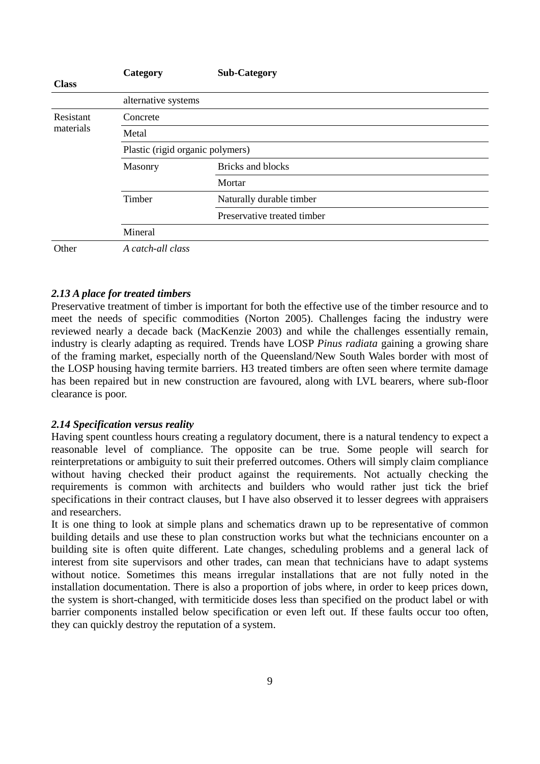| Class | Category | Sub-Category |
|---|---|---|
| | alternative systems | |
| Resistant materials | Concrete | |
| | Metal | |
| | Plastic (rigid organic polymers) | |
| | Masonry | Bricks and blocks |
| | | Mortar |
| | Timber | Naturally durable timber |
| | | Preservative treated timber |
| | Mineral | |
| Other | *A catch-all class* | |

### *2.13 A place for treated timbers*

Preservative treatment of timber is important for both the effective use of the timber resource and to meet the needs of specific commodities (Norton 2005). Challenges facing the industry were reviewed nearly a decade back (MacKenzie 2003) and while the challenges essentially remain, industry is clearly adapting as required. Trends have LOSP *Pinus radiata* gaining a growing share of the framing market, especially north of the Queensland/New South Wales border with most of the LOSP housing having termite barriers. H3 treated timbers are often seen where termite damage has been repaired but in new construction are favoured, along with LVL bearers, where sub-floor clearance is poor.

### *2.14 Specification versus reality*

Having spent countless hours creating a regulatory document, there is a natural tendency to expect a reasonable level of compliance. The opposite can be true. Some people will search for reinterpretations or ambiguity to suit their preferred outcomes. Others will simply claim compliance without having checked their product against the requirements. Not actually checking the requirements is common with architects and builders who would rather just tick the brief specifications in their contract clauses, but I have also observed it to lesser degrees with appraisers and researchers.

It is one thing to look at simple plans and schematics drawn up to be representative of common building details and use these to plan construction works but what the technicians encounter on a building site is often quite different. Late changes, scheduling problems and a general lack of interest from site supervisors and other trades, can mean that technicians have to adapt systems without notice. Sometimes this means irregular installations that are not fully noted in the installation documentation. There is also a proportion of jobs where, in order to keep prices down, the system is short-changed, with termiticide doses less than specified on the product label or with barrier components installed below specification or even left out. If these faults occur too often, they can quickly destroy the reputation of a system.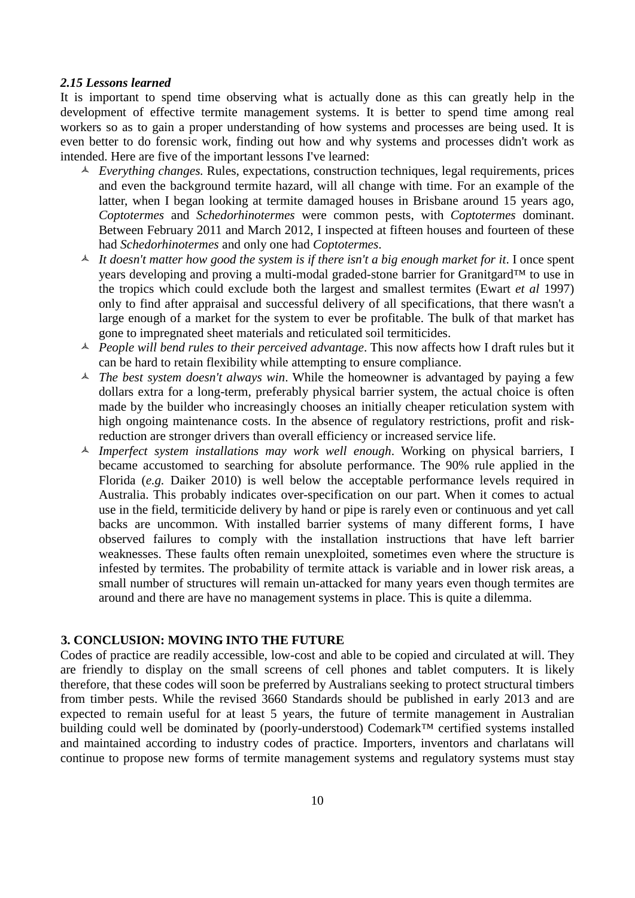### *2.15 Lessons learned*

It is important to spend time observing what is actually done as this can greatly help in the development of effective termite management systems. It is better to spend time among real workers so as to gain a proper understanding of how systems and processes are being used. It is even better to do forensic work, finding out how and why systems and processes didn't work as intended. Here are five of the important lessons I've learned:

- *Everything changes.* Rules, expectations, construction techniques, legal requirements, prices and even the background termite hazard, will all change with time. For an example of the latter, when I began looking at termite damaged houses in Brisbane around 15 years ago, *Coptotermes* and *Schedorhinotermes* were common pests, with *Coptotermes* dominant. Between February 2011 and March 2012, I inspected at fifteen houses and fourteen of these had *Schedorhinotermes* and only one had *Coptotermes*.
- *It doesn't matter how good the system is if there isn't a big enough market for it*. I once spent years developing and proving a multi-modal graded-stone barrier for Granitgard™ to use in the tropics which could exclude both the largest and smallest termites (Ewart *et al* 1997) only to find after appraisal and successful delivery of all specifications, that there wasn't a large enough of a market for the system to ever be profitable. The bulk of that market has gone to impregnated sheet materials and reticulated soil termiticides.
- *People will bend rules to their perceived advantage*. This now affects how I draft rules but it can be hard to retain flexibility while attempting to ensure compliance.
- *The best system doesn't always win*. While the homeowner is advantaged by paying a few dollars extra for a long-term, preferably physical barrier system, the actual choice is often made by the builder who increasingly chooses an initially cheaper reticulation system with high ongoing maintenance costs. In the absence of regulatory restrictions, profit and risk-reduction are stronger drivers than overall efficiency or increased service life.
- *Imperfect system installations may work well enough*. Working on physical barriers, I became accustomed to searching for absolute performance. The 90% rule applied in the Florida (*e.g.* Daiker 2010) is well below the acceptable performance levels required in Australia. This probably indicates over-specification on our part. When it comes to actual use in the field, termiticide delivery by hand or pipe is rarely even or continuous and yet call backs are uncommon. With installed barrier systems of many different forms, I have observed failures to comply with the installation instructions that have left barrier weaknesses. These faults often remain unexploited, sometimes even where the structure is infested by termites. The probability of termite attack is variable and in lower risk areas, a small number of structures will remain un-attacked for many years even though termites are around and there are have no management systems in place. This is quite a dilemma.

## 3. CONCLUSION: MOVING INTO THE FUTURE

Codes of practice are readily accessible, low-cost and able to be copied and circulated at will. They are friendly to display on the small screens of cell phones and tablet computers. It is likely therefore, that these codes will soon be preferred by Australians seeking to protect structural timbers from timber pests. While the revised 3660 Standards should be published in early 2013 and are expected to remain useful for at least 5 years, the future of termite management in Australian building could well be dominated by (poorly-understood) Codemark™ certified systems installed and maintained according to industry codes of practice. Importers, inventors and charlatans will continue to propose new forms of termite management systems and regulatory systems must stay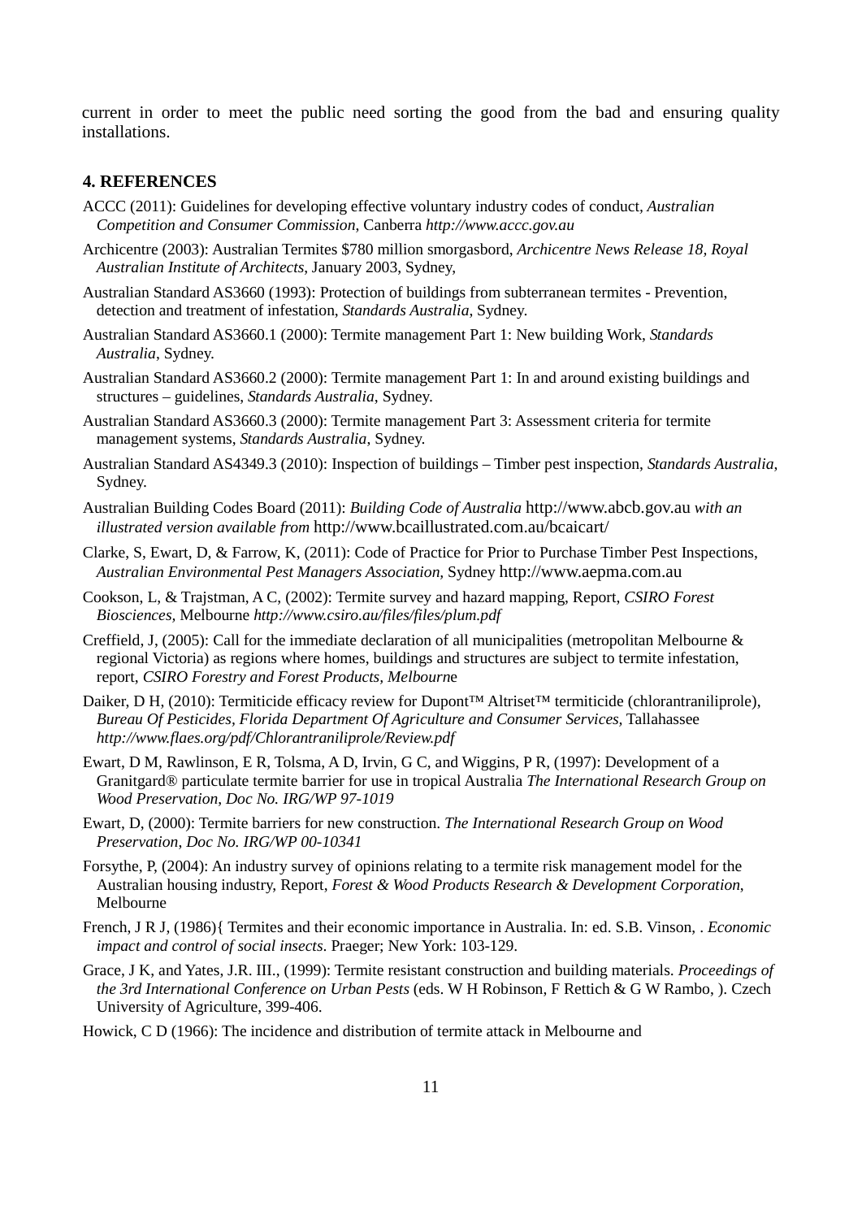current in order to meet the public need sorting the good from the bad and ensuring quality installations.

## 4. REFERENCES

ACCC (2011): Guidelines for developing effective voluntary industry codes of conduct, *Australian Competition and Consumer Commission*, Canberra *http://www.accc.gov.au*

Archicentre (2003): Australian Termites $780 million smorgasbord, *Archicentre News Release 18, Royal Australian Institute of Architects*, January 2003, Sydney,

Australian Standard AS3660 (1993): Protection of buildings from subterranean termites - Prevention, detection and treatment of infestation, *Standards Australia*, Sydney.

Australian Standard AS3660.1 (2000): Termite management Part 1: New building Work, *Standards Australia*, Sydney.

Australian Standard AS3660.2 (2000): Termite management Part 1: In and around existing buildings and structures – guidelines, *Standards Australia*, Sydney.

Australian Standard AS3660.3 (2000): Termite management Part 3: Assessment criteria for termite management systems, *Standards Australia*, Sydney.

Australian Standard AS4349.3 (2010): Inspection of buildings – Timber pest inspection, *Standards Australia*, Sydney.

Australian Building Codes Board (2011): *Building Code of Australia* http://www.abcb.gov.au *with an illustrated version available from* http://www.bcaillustrated.com.au/bcaicart/

Clarke, S, Ewart, D, & Farrow, K, (2011): Code of Practice for Prior to Purchase Timber Pest Inspections, *Australian Environmental Pest Managers Association*, Sydney http://www.aepma.com.au

Cookson, L, & Trajstman, A C, (2002): Termite survey and hazard mapping, Report, *CSIRO Forest Biosciences*, Melbourne *http://www.csiro.au/files/files/plum.pdf*

Creffield, J, (2005): Call for the immediate declaration of all municipalities (metropolitan Melbourne & regional Victoria) as regions where homes, buildings and structures are subject to termite infestation, report, *CSIRO Forestry and Forest Products, Melbourn*e

Daiker, D H, (2010): Termiticide efficacy review for Dupont™ Altriset™ termiticide (chlorantraniliprole), *Bureau Of Pesticides, Florida Department Of Agriculture and Consumer Services*, Tallahassee *http://www.flaes.org/pdf/Chlorantraniliprole/Review.pdf*

Ewart, D M, Rawlinson, E R, Tolsma, A D, Irvin, G C, and Wiggins, P R, (1997): Development of a Granitgard® particulate termite barrier for use in tropical Australia *The International Research Group on Wood Preservation*, *Doc No. IRG/WP 97-1019*

Ewart, D, (2000): Termite barriers for new construction. *The International Research Group on Wood Preservation*, *Doc No. IRG/WP 00-10341*

Forsythe, P, (2004): An industry survey of opinions relating to a termite risk management model for the Australian housing industry, Report, *Forest & Wood Products Research & Development Corporation*, Melbourne

French, J R J, (1986){ Termites and their economic importance in Australia. In: ed. S.B. Vinson, . *Economic impact and control of social insects*. Praeger; New York: 103-129.

Grace, J K, and Yates, J.R. III., (1999): Termite resistant construction and building materials. *Proceedings of the 3rd International Conference on Urban Pests* (eds. W H Robinson, F Rettich & G W Rambo, ). Czech University of Agriculture, 399-406.

Howick, C D (1966): The incidence and distribution of termite attack in Melbourne and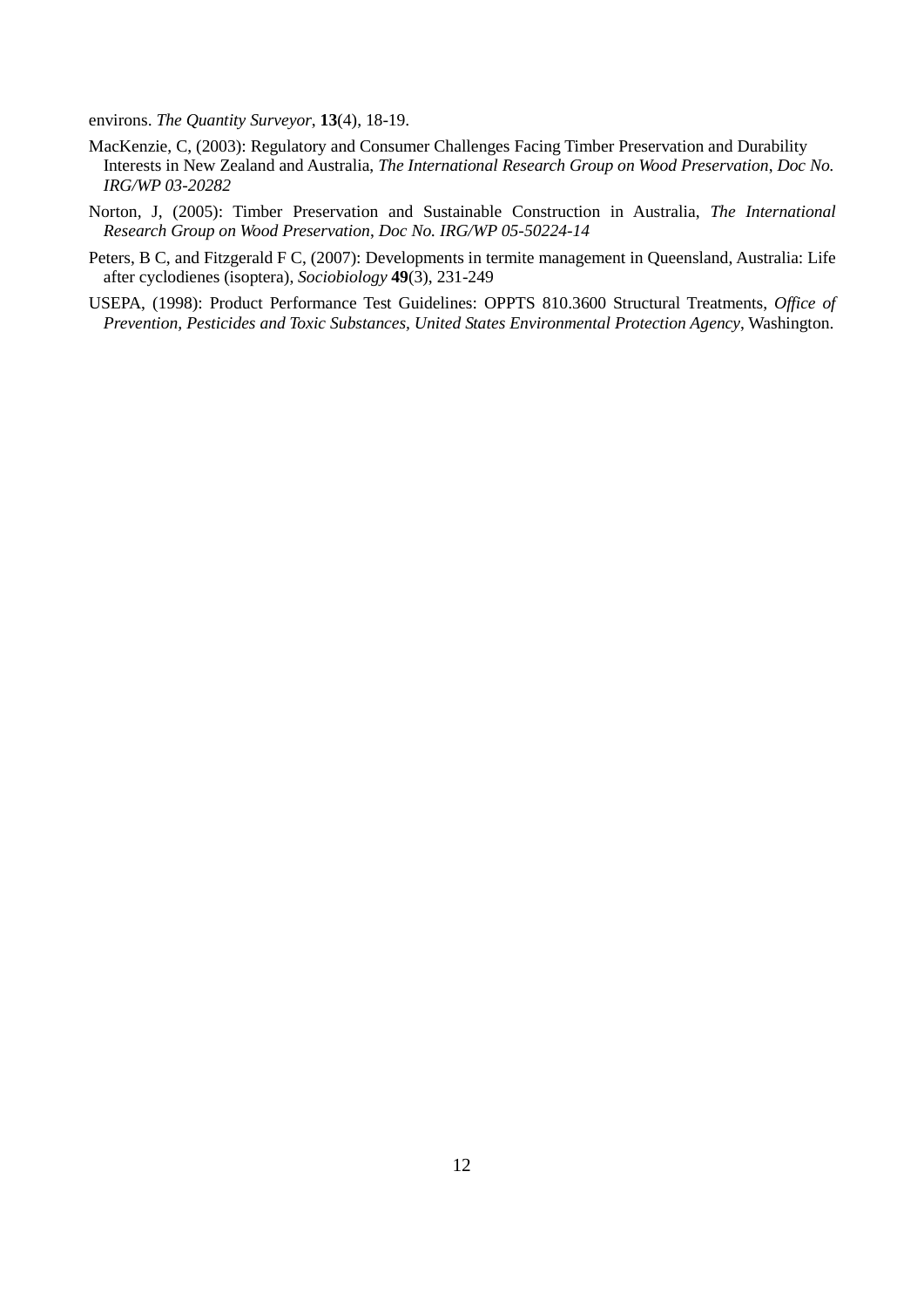environs. *The Quantity Surveyor*, **13**(4), 18-19.

MacKenzie, C, (2003): Regulatory and Consumer Challenges Facing Timber Preservation and Durability Interests in New Zealand and Australia, *The International Research Group on Wood Preservation*, *Doc No. IRG/WP 03-20282*

Norton, J, (2005): Timber Preservation and Sustainable Construction in Australia, *The International Research Group on Wood Preservation*, *Doc No. IRG/WP 05-50224-14*

Peters, B C, and Fitzgerald F C, (2007): Developments in termite management in Queensland, Australia: Life after cyclodienes (isoptera), *Sociobiology* **49**(3), 231-249

USEPA, (1998): Product Performance Test Guidelines: OPPTS 810.3600 Structural Treatments, *Office of Prevention, Pesticides and Toxic Substances, United States Environmental Protection Agency*, Washington.